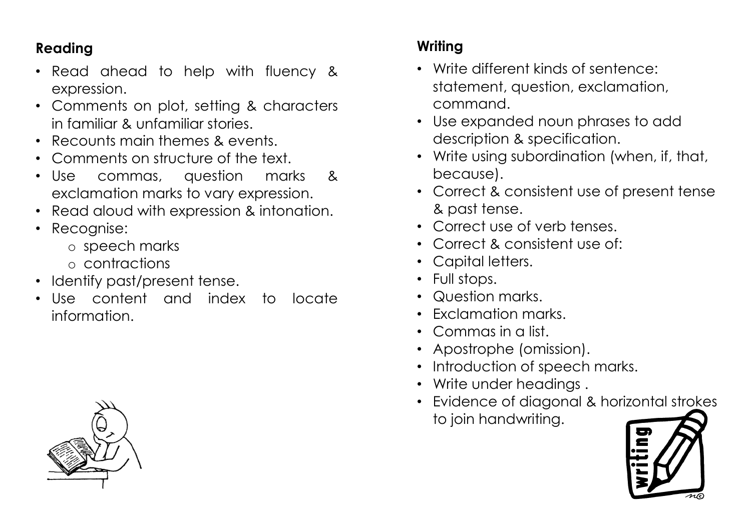## Reading

- Read ahead to help with fluency & expression.
- Comments on plot, setting & characters in familiar & unfamiliar stories.
- Recounts main themes & events.
- Comments on structure of the text.
- Use commas, question marks & exclamation marks to vary expression.
- Read aloud with expression & intonation.
- Recognise:
  - speech marks
  - contractions
- Identify past/present tense.
- Use content and index to locate information.

## Writing

- Write different kinds of sentence: statement, question, exclamation, command.
- Use expanded noun phrases to add description & specification.
- Write using subordination (when, if, that, because).
- Correct & consistent use of present tense & past tense.
- Correct use of verb tenses.
- Correct & consistent use of:
- Capital letters.
- Full stops.
- Question marks.
- Exclamation marks.
- Commas in a list.
- Apostrophe (omission).
- Introduction of speech marks.
- Write under headings .
- Evidence of diagonal & horizontal strokes to join handwriting.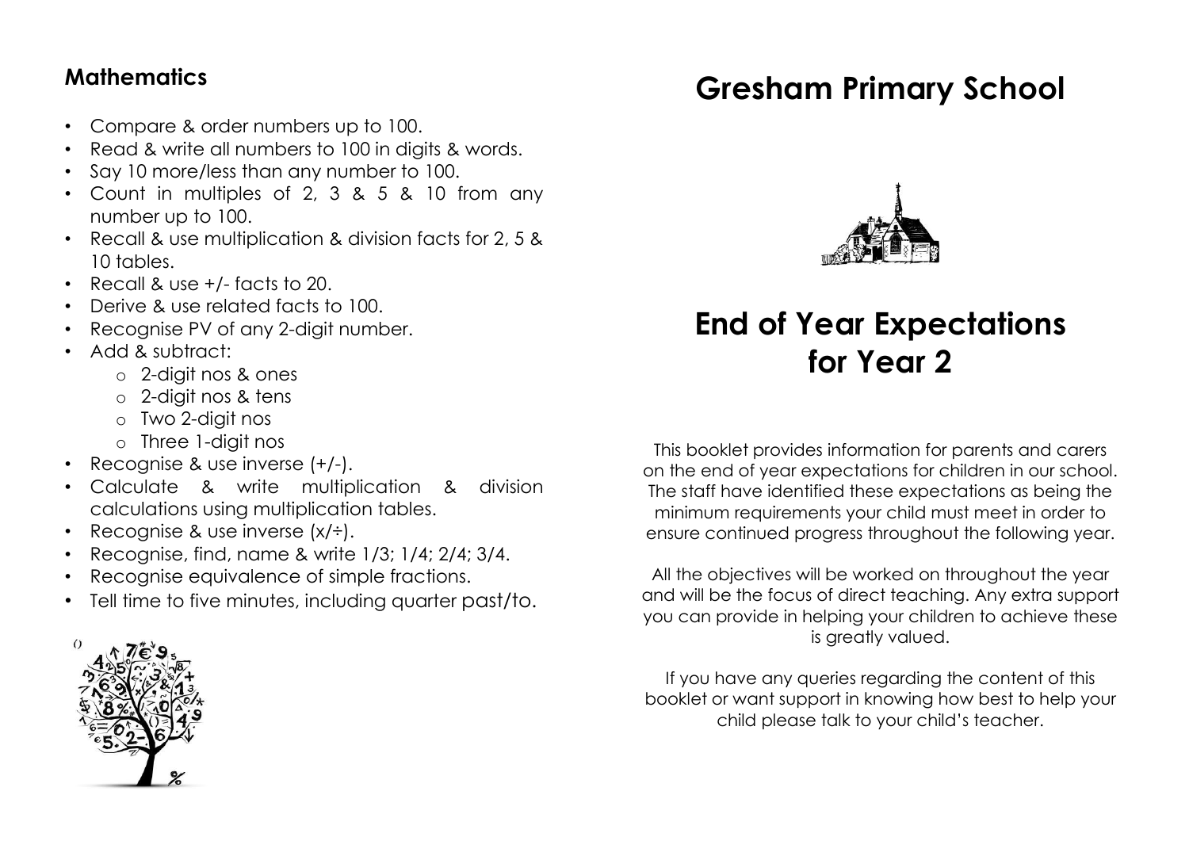## Mathematics

- Compare & order numbers up to 100.
- Read & write all numbers to 100 in digits & words.
- Say 10 more/less than any number to 100.
- Count in multiples of 2, 3 & 5 & 10 from any number up to 100.
- Recall & use multiplication & division facts for 2, 5 & 10 tables.
- Recall & use +/- facts to 20.
- Derive & use related facts to 100.
- Recognise PV of any 2-digit number.
- Add & subtract:
    - 2-digit nos & ones
    - 2-digit nos & tens
    - Two 2-digit nos
    - Three 1-digit nos
- Recognise & use inverse (+/-).
- Calculate & write multiplication & division calculations using multiplication tables.
- Recognise & use inverse (x/÷).
- Recognise, find, name & write 1/3; 1/4; 2/4; 3/4.
- Recognise equivalence of simple fractions.
- Tell time to five minutes, including quarter past/to.

# Gresham Primary School

# End of Year Expectations for Year 2

This booklet provides information for parents and carers on the end of year expectations for children in our school. The staff have identified these expectations as being the minimum requirements your child must meet in order to ensure continued progress throughout the following year.

All the objectives will be worked on throughout the year and will be the focus of direct teaching. Any extra support you can provide in helping your children to achieve these is greatly valued.

If you have any queries regarding the content of this booklet or want support in knowing how best to help your child please talk to your child's teacher.